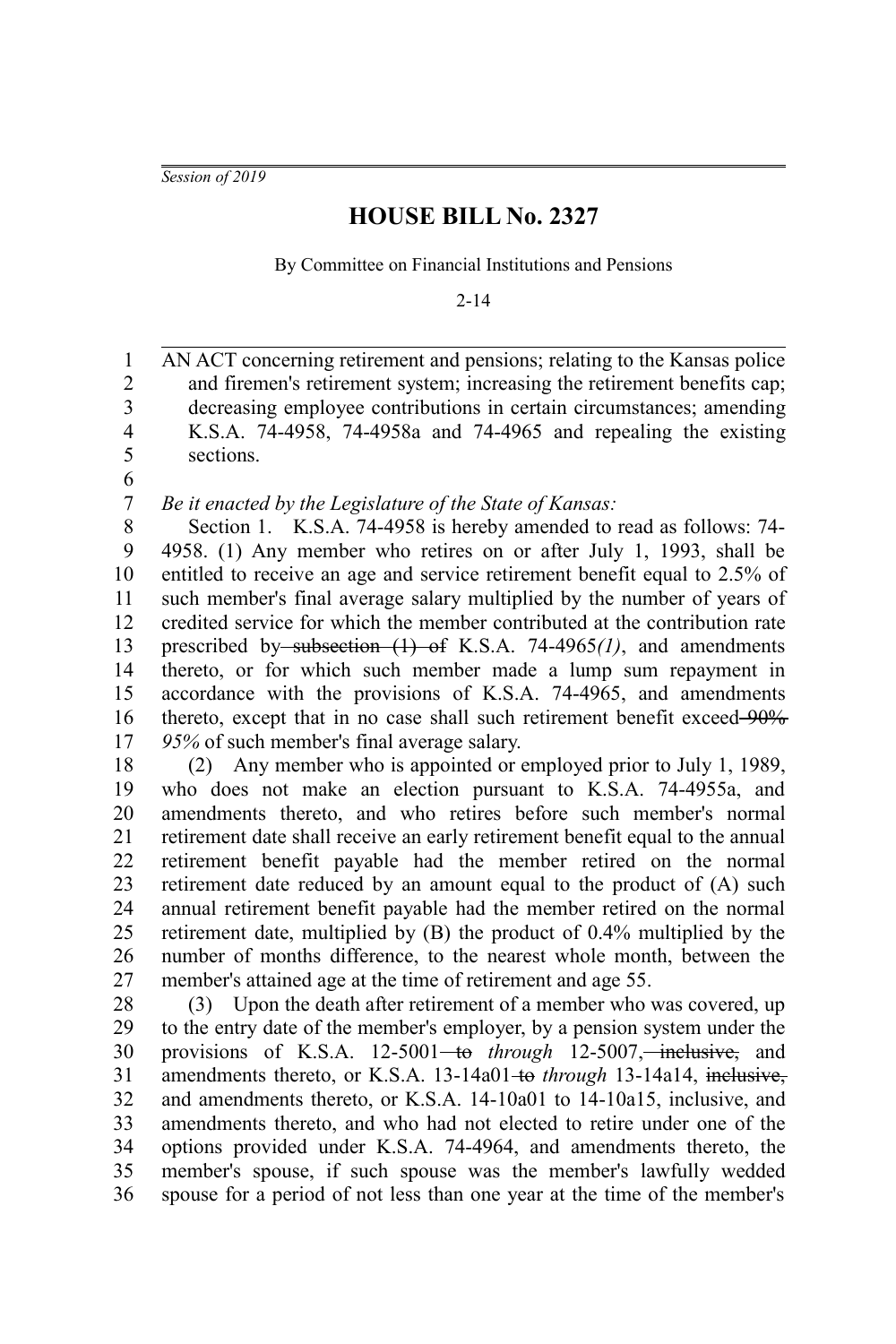*Session of 2019*

# HOUSE BILL No. 2327

By Committee on Financial Institutions and Pensions

2-14

AN ACT concerning retirement and pensions; relating to the Kansas police and firemen's retirement system; increasing the retirement benefits cap; decreasing employee contributions in certain circumstances; amending K.S.A. 74-4958, 74-4958a and 74-4965 and repealing the existing sections.

*Be it enacted by the Legislature of the State of Kansas:*

Section 1. K.S.A. 74-4958 is hereby amended to read as follows: 74-4958. (1) Any member who retires on or after July 1, 1993, shall be entitled to receive an age and service retirement benefit equal to 2.5% of such member's final average salary multiplied by the number of years of credited service for which the member contributed at the contribution rate prescribed by ~~subsection (1) of~~ K.S.A. 74-4965*(1)*, and amendments thereto, or for which such member made a lump sum repayment in accordance with the provisions of K.S.A. 74-4965, and amendments thereto, except that in no case shall such retirement benefit exceed ~~90%~~ *95%* of such member's final average salary.

(2) Any member who is appointed or employed prior to July 1, 1989, who does not make an election pursuant to K.S.A. 74-4955a, and amendments thereto, and who retires before such member's normal retirement date shall receive an early retirement benefit equal to the annual retirement benefit payable had the member retired on the normal retirement date reduced by an amount equal to the product of (A) such annual retirement benefit payable had the member retired on the normal retirement date, multiplied by (B) the product of 0.4% multiplied by the number of months difference, to the nearest whole month, between the member's attained age at the time of retirement and age 55.

(3) Upon the death after retirement of a member who was covered, up to the entry date of the member's employer, by a pension system under the provisions of K.S.A. 12-5001 ~~to~~ *through* 12-5007, ~~inclusive,~~ and amendments thereto, or K.S.A. 13-14a01 ~~to~~ *through* 13-14a14, ~~inclusive,~~ and amendments thereto, or K.S.A. 14-10a01 to 14-10a15, inclusive, and amendments thereto, and who had not elected to retire under one of the options provided under K.S.A. 74-4964, and amendments thereto, the member's spouse, if such spouse was the member's lawfully wedded spouse for a period of not less than one year at the time of the member's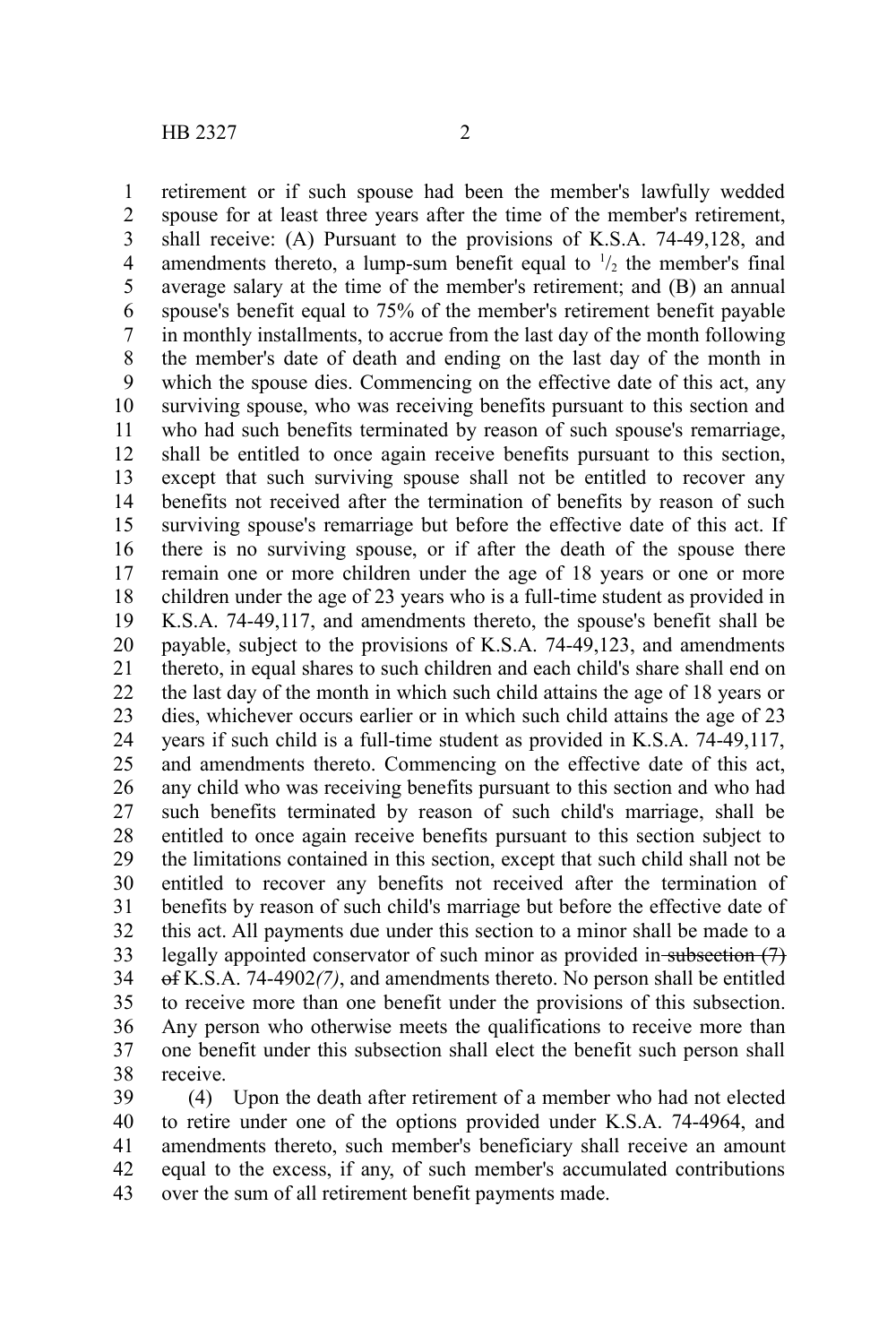retirement or if such spouse had been the member's lawfully wedded spouse for at least three years after the time of the member's retirement, shall receive: (A) Pursuant to the provisions of K.S.A. 74-49,128, and amendments thereto, a lump-sum benefit equal to $^1/_2$ the member's final average salary at the time of the member's retirement; and (B) an annual spouse's benefit equal to 75% of the member's retirement benefit payable in monthly installments, to accrue from the last day of the month following the member's date of death and ending on the last day of the month in which the spouse dies. Commencing on the effective date of this act, any surviving spouse, who was receiving benefits pursuant to this section and who had such benefits terminated by reason of such spouse's remarriage, shall be entitled to once again receive benefits pursuant to this section, except that such surviving spouse shall not be entitled to recover any benefits not received after the termination of benefits by reason of such surviving spouse's remarriage but before the effective date of this act. If there is no surviving spouse, or if after the death of the spouse there remain one or more children under the age of 18 years or one or more children under the age of 23 years who is a full-time student as provided in K.S.A. 74-49,117, and amendments thereto, the spouse's benefit shall be payable, subject to the provisions of K.S.A. 74-49,123, and amendments thereto, in equal shares to such children and each child's share shall end on the last day of the month in which such child attains the age of 18 years or dies, whichever occurs earlier or in which such child attains the age of 23 years if such child is a full-time student as provided in K.S.A. 74-49,117, and amendments thereto. Commencing on the effective date of this act, any child who was receiving benefits pursuant to this section and who had such benefits terminated by reason of such child's marriage, shall be entitled to once again receive benefits pursuant to this section subject to the limitations contained in this section, except that such child shall not be entitled to recover any benefits not received after the termination of benefits by reason of such child's marriage but before the effective date of this act. All payments due under this section to a minor shall be made to a legally appointed conservator of such minor as provided in ~~subsection (7) of~~ K.S.A. 74-4902*(7)*, and amendments thereto. No person shall be entitled to receive more than one benefit under the provisions of this subsection. Any person who otherwise meets the qualifications to receive more than one benefit under this subsection shall elect the benefit such person shall receive.

(4) Upon the death after retirement of a member who had not elected to retire under one of the options provided under K.S.A. 74-4964, and amendments thereto, such member's beneficiary shall receive an amount equal to the excess, if any, of such member's accumulated contributions over the sum of all retirement benefit payments made.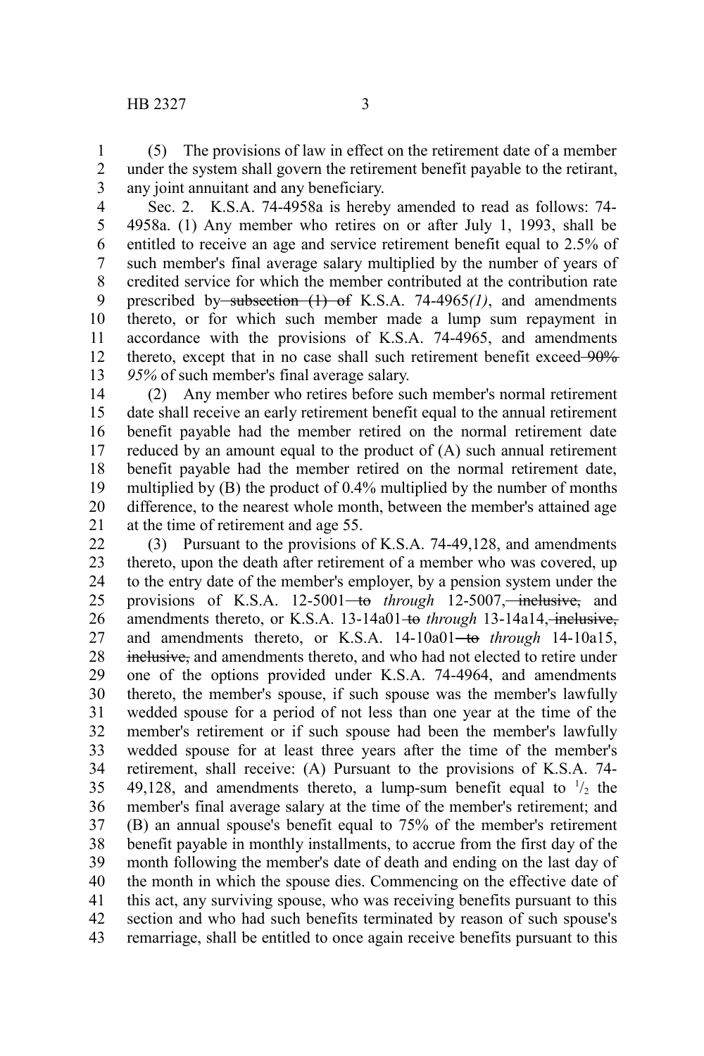(5) The provisions of law in effect on the retirement date of a member under the system shall govern the retirement benefit payable to the retirant, any joint annuitant and any beneficiary.

Sec. 2. K.S.A. 74-4958a is hereby amended to read as follows: 74-4958a. (1) Any member who retires on or after July 1, 1993, shall be entitled to receive an age and service retirement benefit equal to 2.5% of such member's final average salary multiplied by the number of years of credited service for which the member contributed at the contribution rate prescribed by ~~subsection (1) of~~ K.S.A. 74-4965*(1)*, and amendments thereto, or for which such member made a lump sum repayment in accordance with the provisions of K.S.A. 74-4965, and amendments thereto, except that in no case shall such retirement benefit exceed ~~90%~~ *95%* of such member's final average salary.

(2) Any member who retires before such member's normal retirement date shall receive an early retirement benefit equal to the annual retirement benefit payable had the member retired on the normal retirement date reduced by an amount equal to the product of (A) such annual retirement benefit payable had the member retired on the normal retirement date, multiplied by (B) the product of 0.4% multiplied by the number of months difference, to the nearest whole month, between the member's attained age at the time of retirement and age 55.

(3) Pursuant to the provisions of K.S.A. 74-49,128, and amendments thereto, upon the death after retirement of a member who was covered, up to the entry date of the member's employer, by a pension system under the provisions of K.S.A. 12-5001 ~~to~~ *through* 12-5007, ~~inclusive,~~ and amendments thereto, or K.S.A. 13-14a01 ~~to~~ *through* 13-14a14, ~~inclusive,~~ and amendments thereto, or K.S.A. 14-10a01 ~~to~~ *through* 14-10a15, ~~inclusive,~~ and amendments thereto, and who had not elected to retire under one of the options provided under K.S.A. 74-4964, and amendments thereto, the member's spouse, if such spouse was the member's lawfully wedded spouse for a period of not less than one year at the time of the member's retirement or if such spouse had been the member's lawfully wedded spouse for at least three years after the time of the member's retirement, shall receive: (A) Pursuant to the provisions of K.S.A. 74-49,128, and amendments thereto, a lump-sum benefit equal to $^1/_2$ the member's final average salary at the time of the member's retirement; and (B) an annual spouse's benefit equal to 75% of the member's retirement benefit payable in monthly installments, to accrue from the first day of the month following the member's date of death and ending on the last day of the month in which the spouse dies. Commencing on the effective date of this act, any surviving spouse, who was receiving benefits pursuant to this section and who had such benefits terminated by reason of such spouse's remarriage, shall be entitled to once again receive benefits pursuant to this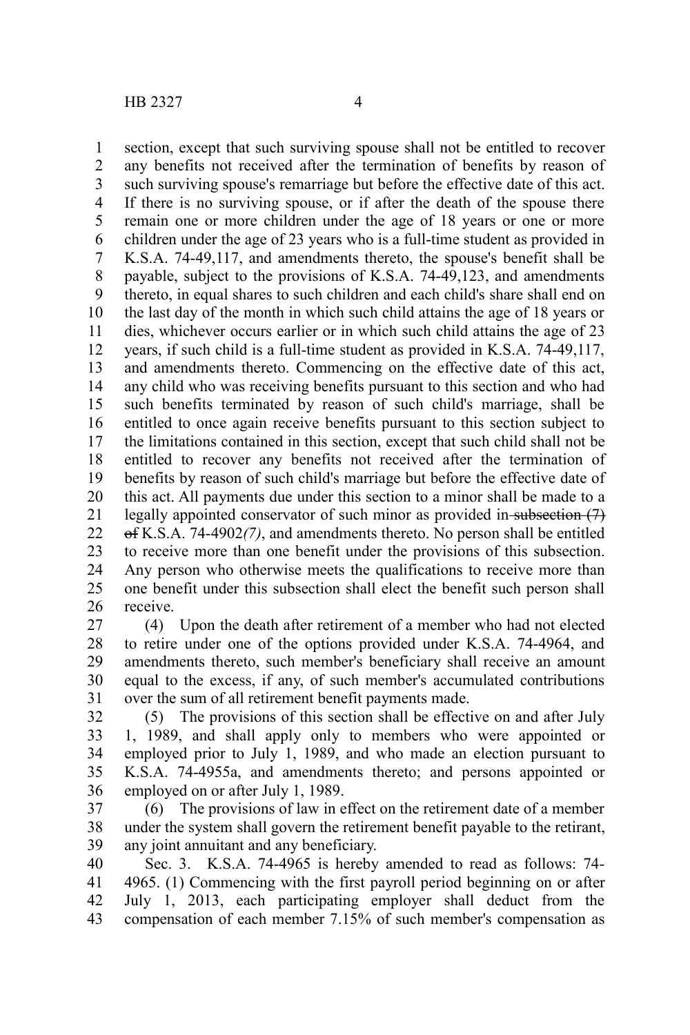section, except that such surviving spouse shall not be entitled to recover any benefits not received after the termination of benefits by reason of such surviving spouse's remarriage but before the effective date of this act. If there is no surviving spouse, or if after the death of the spouse there remain one or more children under the age of 18 years or one or more children under the age of 23 years who is a full-time student as provided in K.S.A. 74-49,117, and amendments thereto, the spouse's benefit shall be payable, subject to the provisions of K.S.A. 74-49,123, and amendments thereto, in equal shares to such children and each child's share shall end on the last day of the month in which such child attains the age of 18 years or dies, whichever occurs earlier or in which such child attains the age of 23 years, if such child is a full-time student as provided in K.S.A. 74-49,117, and amendments thereto. Commencing on the effective date of this act, any child who was receiving benefits pursuant to this section and who had such benefits terminated by reason of such child's marriage, shall be entitled to once again receive benefits pursuant to this section subject to the limitations contained in this section, except that such child shall not be entitled to recover any benefits not received after the termination of benefits by reason of such child's marriage but before the effective date of this act. All payments due under this section to a minor shall be made to a legally appointed conservator of such minor as provided in ~~subsection (7) of~~ K.S.A. 74-4902*(7)*, and amendments thereto. No person shall be entitled to receive more than one benefit under the provisions of this subsection. Any person who otherwise meets the qualifications to receive more than one benefit under this subsection shall elect the benefit such person shall receive.

(4) Upon the death after retirement of a member who had not elected to retire under one of the options provided under K.S.A. 74-4964, and amendments thereto, such member's beneficiary shall receive an amount equal to the excess, if any, of such member's accumulated contributions over the sum of all retirement benefit payments made.

(5) The provisions of this section shall be effective on and after July 1, 1989, and shall apply only to members who were appointed or employed prior to July 1, 1989, and who made an election pursuant to K.S.A. 74-4955a, and amendments thereto; and persons appointed or employed on or after July 1, 1989.

(6) The provisions of law in effect on the retirement date of a member under the system shall govern the retirement benefit payable to the retirant, any joint annuitant and any beneficiary.

Sec. 3. K.S.A. 74-4965 is hereby amended to read as follows: 74-4965. (1) Commencing with the first payroll period beginning on or after July 1, 2013, each participating employer shall deduct from the compensation of each member 7.15% of such member's compensation as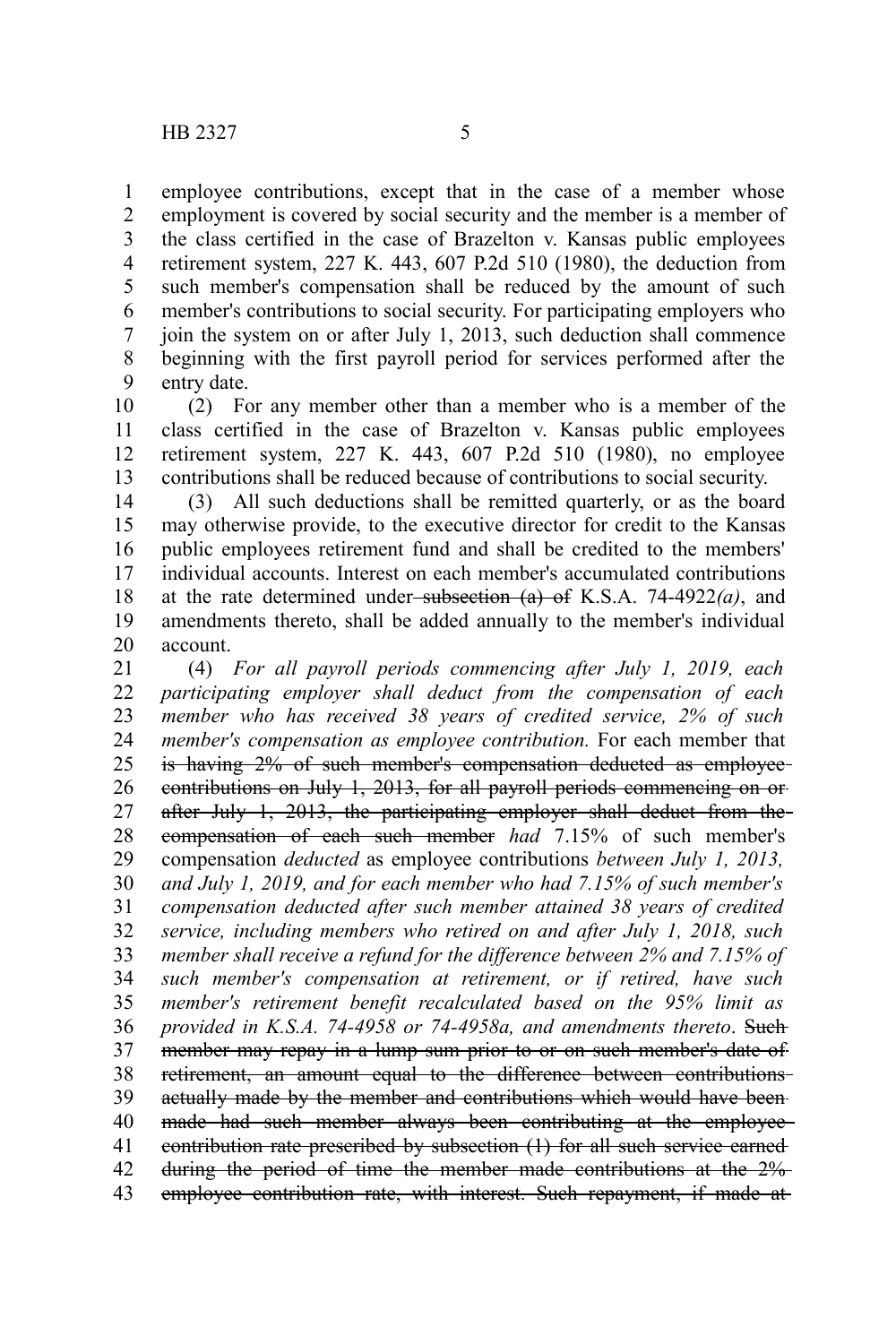employee contributions, except that in the case of a member whose employment is covered by social security and the member is a member of the class certified in the case of Brazelton v. Kansas public employees retirement system, 227 K. 443, 607 P.2d 510 (1980), the deduction from such member's compensation shall be reduced by the amount of such member's contributions to social security. For participating employers who join the system on or after July 1, 2013, such deduction shall commence beginning with the first payroll period for services performed after the entry date.

(2) For any member other than a member who is a member of the class certified in the case of Brazelton v. Kansas public employees retirement system, 227 K. 443, 607 P.2d 510 (1980), no employee contributions shall be reduced because of contributions to social security.

(3) All such deductions shall be remitted quarterly, or as the board may otherwise provide, to the executive director for credit to the Kansas public employees retirement fund and shall be credited to the members' individual accounts. Interest on each member's accumulated contributions at the rate determined under ~~subsection (a) of~~ K.S.A. 74-4922*(a)*, and amendments thereto, shall be added annually to the member's individual account.

(4) *For all payroll periods commencing after July 1, 2019, each participating employer shall deduct from the compensation of each member who has received 38 years of credited service, 2% of such member's compensation as employee contribution.* For each member that ~~is having 2% of such member's compensation deducted as employee contributions on July 1, 2013, for all payroll periods commencing on or after July 1, 2013, the participating employer shall deduct from the compensation of each such member~~ *had* 7.15% of such member's compensation *deducted* as employee contributions *between July 1, 2013, and July 1, 2019, and for each member who had 7.15% of such member's compensation deducted after such member attained 38 years of credited service, including members who retired on and after July 1, 2018, such member shall receive a refund for the difference between 2% and 7.15% of such member's compensation at retirement, or if retired, have such member's retirement benefit recalculated based on the 95% limit as provided in K.S.A. 74-4958 or 74-4958a, and amendments thereto*. ~~Such member may repay in a lump sum prior to or on such member's date of retirement, an amount equal to the difference between contributions actually made by the member and contributions which would have been made had such member always been contributing at the employee contribution rate prescribed by subsection (1) for all such service earned during the period of time the member made contributions at the 2% employee contribution rate, with interest. Such repayment, if made at~~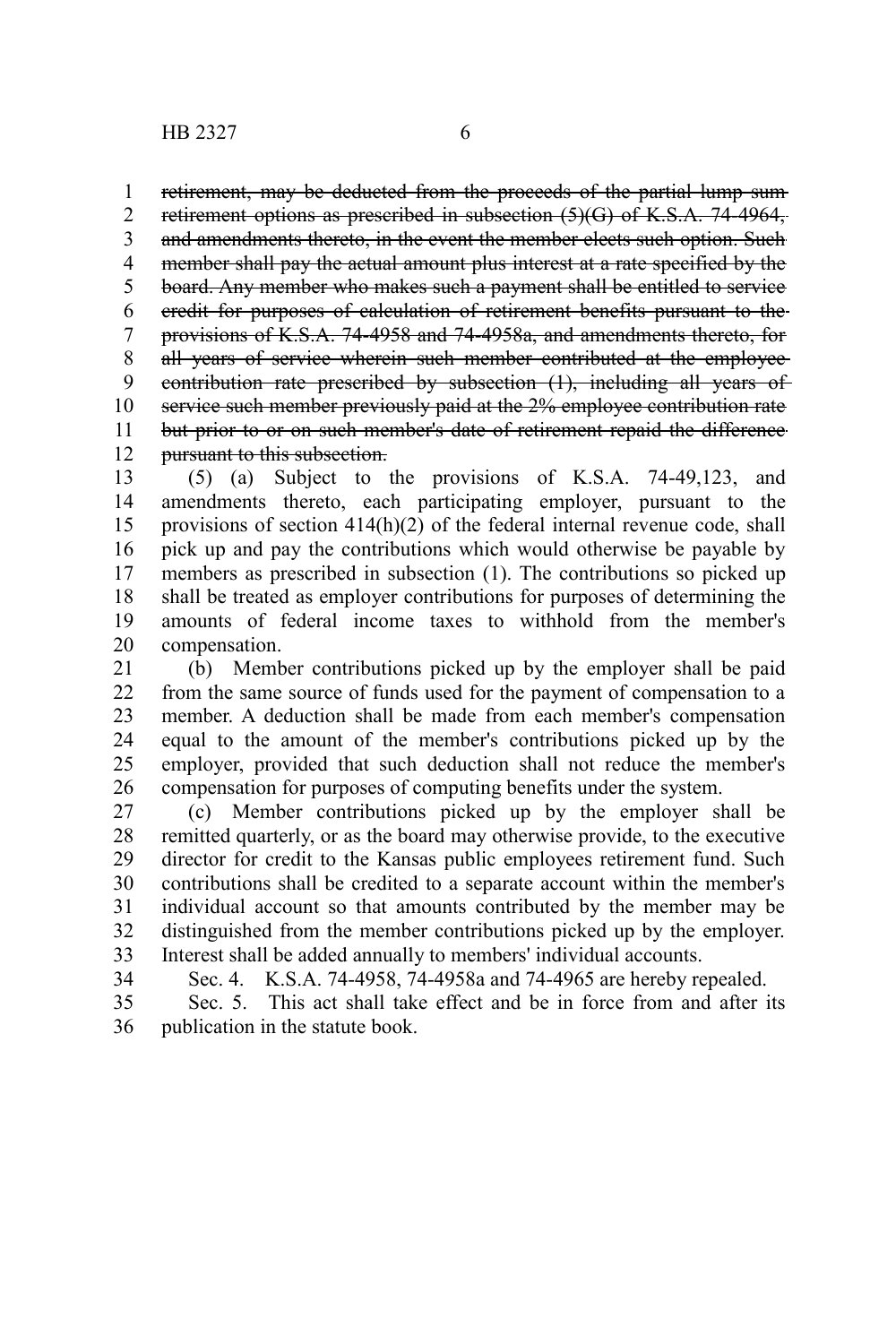~~retirement, may be deducted from the proceeds of the partial lump-sum retirement options as prescribed in subsection (5)(G) of K.S.A. 74-4964, and amendments thereto, in the event the member elects such option. Such member shall pay the actual amount plus interest at a rate specified by the board. Any member who makes such a payment shall be entitled to service credit for purposes of calculation of retirement benefits pursuant to the provisions of K.S.A. 74-4958 and 74-4958a, and amendments thereto, for all years of service wherein such member contributed at the employee contribution rate prescribed by subsection (1), including all years of service such member previously paid at the 2% employee contribution rate but prior to or on such member's date of retirement repaid the difference pursuant to this subsection.~~

(5) (a) Subject to the provisions of K.S.A. 74-49,123, and amendments thereto, each participating employer, pursuant to the provisions of section 414(h)(2) of the federal internal revenue code, shall pick up and pay the contributions which would otherwise be payable by members as prescribed in subsection (1). The contributions so picked up shall be treated as employer contributions for purposes of determining the amounts of federal income taxes to withhold from the member's compensation.

(b) Member contributions picked up by the employer shall be paid from the same source of funds used for the payment of compensation to a member. A deduction shall be made from each member's compensation equal to the amount of the member's contributions picked up by the employer, provided that such deduction shall not reduce the member's compensation for purposes of computing benefits under the system.

(c) Member contributions picked up by the employer shall be remitted quarterly, or as the board may otherwise provide, to the executive director for credit to the Kansas public employees retirement fund. Such contributions shall be credited to a separate account within the member's individual account so that amounts contributed by the member may be distinguished from the member contributions picked up by the employer. Interest shall be added annually to members' individual accounts.

Sec. 4. K.S.A. 74-4958, 74-4958a and 74-4965 are hereby repealed.

Sec. 5. This act shall take effect and be in force from and after its publication in the statute book.